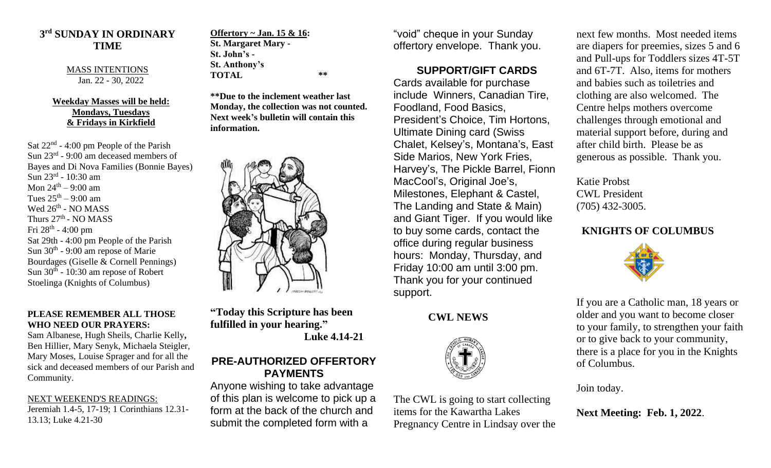## 3rd SUNDAY IN ORDINARY TIME

MASS INTENTIONS
Jan. 22 - 30, 2022

**Weekday Masses will be held: Mondays, Tuesdays & Fridays in Kirkfield**

Sat 22nd - 4:00 pm People of the Parish
Sun 23rd - 9:00 am deceased members of Bayes and Di Nova Families (Bonnie Bayes)
Sun 23rd - 10:30 am
Mon 24th – 9:00 am
Tues 25th – 9:00 am
Wed 26th - NO MASS
Thurs 27th - NO MASS
Fri 28th - 4:00 pm
Sat 29th - 4:00 pm People of the Parish
Sun 30th - 9:00 am repose of Marie Bourdages (Giselle & Cornell Pennings)
Sun 30th - 10:30 am repose of Robert Stoelinga (Knights of Columbus)

**PLEASE REMEMBER ALL THOSE WHO NEED OUR PRAYERS:**
Sam Albanese, Hugh Sheils, Charlie Kelly, Ben Hillier, Mary Senyk, Michaela Steigler, Mary Moses, Louise Sprager and for all the sick and deceased members of our Parish and Community.

NEXT WEEKEND'S READINGS:
Jeremiah 1.4-5, 17-19; 1 Corinthians 12.31-13.13; Luke 4.21-30

**Offertory ~ Jan. 15 & 16:**
**St. Margaret Mary -**
**St. John's -**
**St. Anthony's**
**TOTAL** **

**\*\*Due to the inclement weather last Monday, the collection was not counted. Next week's bulletin will contain this information.**

**"Today this Scripture has been fulfilled in your hearing."**
**Luke 4.14-21**

## PRE-AUTHORIZED OFFERTORY PAYMENTS

Anyone wishing to take advantage of this plan is welcome to pick up a form at the back of the church and submit the completed form with a "void" cheque in your Sunday offertory envelope. Thank you.

## SUPPORT/GIFT CARDS

Cards available for purchase include Winners, Canadian Tire, Foodland, Food Basics, President's Choice, Tim Hortons, Ultimate Dining card (Swiss Chalet, Kelsey's, Montana's, East Side Marios, New York Fries, Harvey's, The Pickle Barrel, Fionn MacCool's, Original Joe's, Milestones, Elephant & Castel, The Landing and State & Main) and Giant Tiger. If you would like to buy some cards, contact the office during regular business hours: Monday, Thursday, and Friday 10:00 am until 3:00 pm. Thank you for your continued support.

## CWL NEWS

The CWL is going to start collecting items for the Kawartha Lakes Pregnancy Centre in Lindsay over the next few months. Most needed items are diapers for preemies, sizes 5 and 6 and Pull-ups for Toddlers sizes 4T-5T and 6T-7T. Also, items for mothers and babies such as toiletries and clothing are also welcomed. The Centre helps mothers overcome challenges through emotional and material support before, during and after child birth. Please be as generous as possible. Thank you.

Katie Probst
CWL President
(705) 432-3005.

## KNIGHTS OF COLUMBUS

If you are a Catholic man, 18 years or older and you want to become closer to your family, to strengthen your faith or to give back to your community, there is a place for you in the Knights of Columbus.

Join today.

**Next Meeting: Feb. 1, 2022**.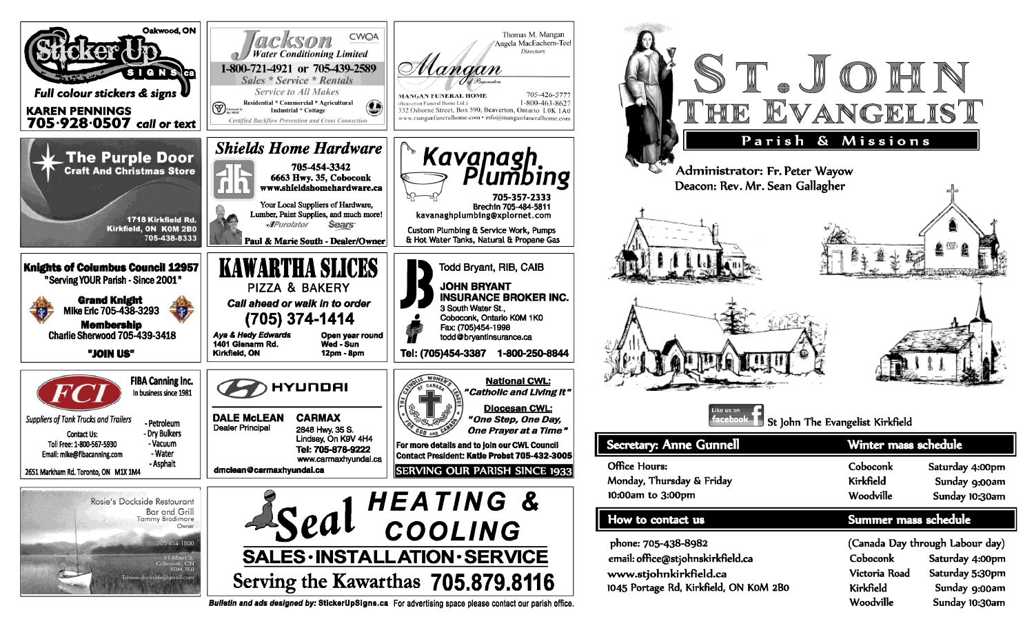# St. John the Evangelist

## Parish & Missions

Administrator: Fr. Peter Wayow
Deacon: Rev. Mr. Sean Gallagher

Like us on facebook — St John The Evangelist Kirkfield

### Secretary: Anne Gunnell

Office Hours:
Monday, Thursday & Friday
10:00am to 3:00pm

### How to contact us

phone: 705-438-8982
email: office@stjohnskirkfield.ca
www.stjohnkirkfield.ca
1045 Portage Rd, Kirkfield, ON K0M 2B0

### Winter mass schedule

| | |
|---|---|
| Coboconk | Saturday 4:00pm |
| Kirkfield | Sunday 9:00am |
| Woodville | Sunday 10:30am |

### Summer mass schedule

(Canada Day through Labour day)

| | |
|---|---|
| Coboconk | Saturday 4:00pm |
| Victoria Road | Saturday 5:30pm |
| Kirkfield | Sunday 9:00am |
| Woodville | Sunday 10:30am |

---

**Sticker Up SIGNS.ca** — Oakwood, ON
Full colour stickers & signs
KAREN PENNINGS
705·928·0507 call or text

**Jackson Water Conditioning Limited** — CWQA
1-800-721-4921 or 705-439-2589
Sales * Service * Rentals
Service to All Makes
Residential * Commercial * Agricultural
Industrial * Cottage
Certified Backflow Prevention and Cross Connection

**Mangan of Beaverton**
Thomas M. Mangan
Angela MacEachern-Teel
Directors
MANGAN FUNERAL HOME (Beaverton Funeral Home Ltd.)
705-426-5777
1-800-463-8627
332 Osborne Street, Box 590, Beaverton, Ontario L0K 1A0
www.manganfuneralhome.com • info@manganfuneralhome.com

**The Purple Door** — Craft And Christmas Store
1718 Kirkfield Rd.
Kirkfield, ON K0M 2B0
705-438-8333

**Shields Home Hardware**
705-454-3342
6663 Hwy. 35, Coboconk
www.shieldshomehardware.ca
Your Local Suppliers of Hardware, Lumber, Paint Supplies, and much more!
Purolator · Sears
Paul & Marie South - Dealer/Owner

**Kavanagh Plumbing**
705-357-2333
Brechin 705-484-5811
kavanaghplumbing@xplornet.com
Custom Plumbing & Service Work, Pumps & Hot Water Tanks, Natural & Propane Gas

**Knights of Columbus Council 12957**
"Serving YOUR Parish - Since 2001"
Grand Knight
Mike Eric 705-438-3293
Membership
Charlie Sherwood 705-439-3418
"JOIN US"

**KAWARTHA SLICES**
PIZZA & BAKERY
Call ahead or walk in to order
(705) 374-1414
Aya & Hedy Edwards
1401 Glenarm Rd.
Kirkfield, ON
Open year round
Wed - Sun
12pm - 8pm

**John Bryant Insurance Broker Inc.**
Todd Bryant, RIB, CAIB
3 South Water St.,
Coboconk, Ontario K0M 1K0
Fax: (705)454-1998
todd@bryantinsurance.ca
Tel: (705)454-3387 1-800-250-8844

**FCI — FIBA Canning Inc.**
In business since 1981
Suppliers of Tank Trucks and Trailers
- Petroleum
- Dry Bulkers
- Vacuum
- Water
- Asphalt
Contact Us:
Toll Free: 1-800-567-5930
Email: mike@fibacanning.com
2651 Markham Rd. Toronto, ON M1X 1M4

**HYUNDAI**
DALE McLEAN — Dealer Principal
CARMAX
2848 Hwy. 35 S.
Lindsay, On K9V 4H4
Tel: 705-878-9222
www.carmaxhyundai.ca
dmclean@carmaxhyundai.ca

**The Catholic Women's League of Canada**
National CWL: "Catholic and Living It"
Diocesan CWL: "One Step, One Day, One Prayer at a Time"
For more details and to join our CWL Council
Contact President: Katie Probst 705-432-3005
SERVING OUR PARISH SINCE 1933

**Rosie's Dockside Restaurant** — Bar and Grill
Tammy Brodmore
Owner
705-454-1800
11 Albert St.
Coboconk, ON
K0M 1K0
Tames.dockside@gmail.com

**Seal HEATING & COOLING**
SALES · INSTALLATION · SERVICE
Serving the Kawarthas 705.879.8116

*Bulletin and ads designed by: StickerUpSigns.ca* For advertising space please contact our parish office.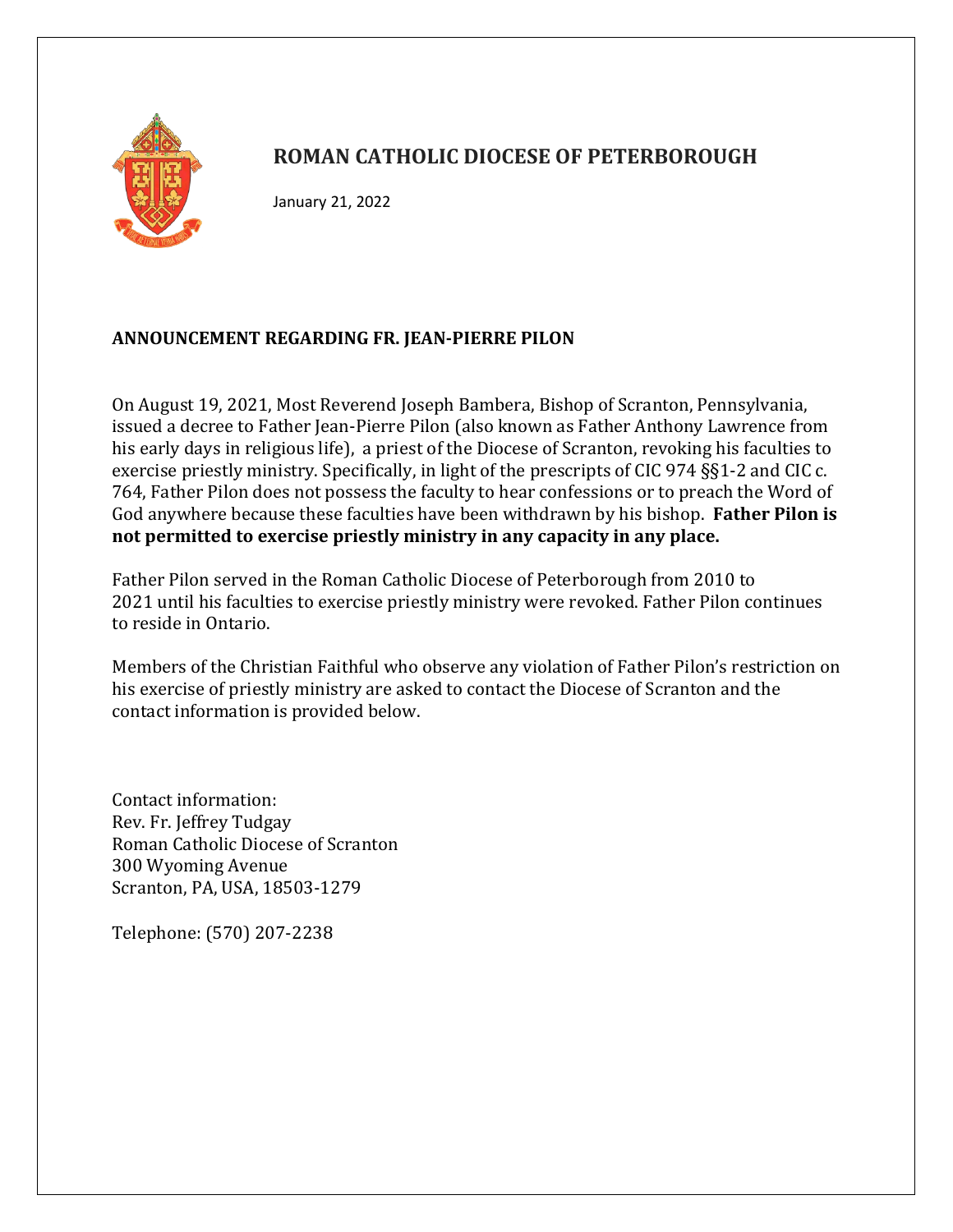# ROMAN CATHOLIC DIOCESE OF PETERBOROUGH

January 21, 2022

**ANNOUNCEMENT REGARDING FR. JEAN-PIERRE PILON**

On August 19, 2021, Most Reverend Joseph Bambera, Bishop of Scranton, Pennsylvania, issued a decree to Father Jean-Pierre Pilon (also known as Father Anthony Lawrence from his early days in religious life), a priest of the Diocese of Scranton, revoking his faculties to exercise priestly ministry. Specifically, in light of the prescripts of CIC 974 §§1-2 and CIC c. 764, Father Pilon does not possess the faculty to hear confessions or to preach the Word of God anywhere because these faculties have been withdrawn by his bishop. **Father Pilon is not permitted to exercise priestly ministry in any capacity in any place.**

Father Pilon served in the Roman Catholic Diocese of Peterborough from 2010 to 2021 until his faculties to exercise priestly ministry were revoked. Father Pilon continues to reside in Ontario.

Members of the Christian Faithful who observe any violation of Father Pilon's restriction on his exercise of priestly ministry are asked to contact the Diocese of Scranton and the contact information is provided below.

Contact information:
Rev. Fr. Jeffrey Tudgay
Roman Catholic Diocese of Scranton
300 Wyoming Avenue
Scranton, PA, USA, 18503-1279

Telephone: (570) 207-2238